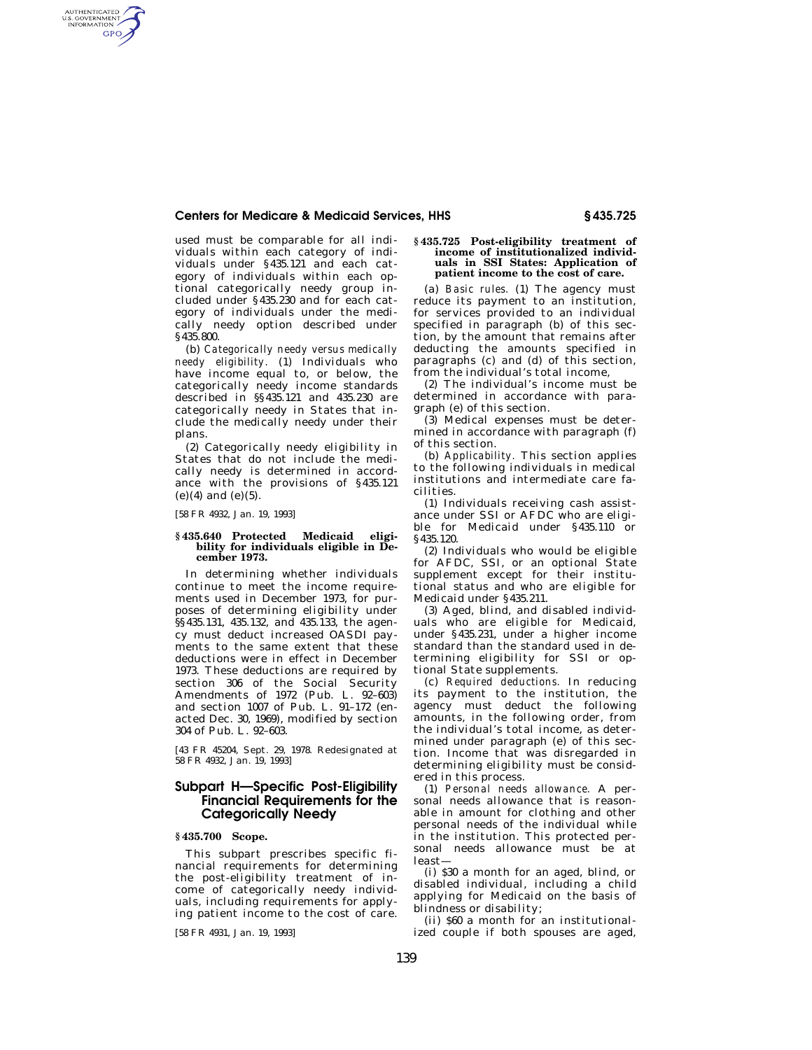used must be comparable for all individuals within each category of individuals under §435.121 and each category of individuals within each optional categorically needy group included under §435.230 and for each category of individuals under the medically needy option described under §435.800.

(b) *Categorically needy versus medically needy eligibility.* (1) Individuals who have income equal to, or below, the categorically needy income standards described in §§435.121 and 435.230 are categorically needy in States that include the medically needy under their plans.

(2) Categorically needy eligibility in States that do not include the medically needy is determined in accordance with the provisions of §435.121 (e)(4) and (e)(5).

[58 FR 4932, Jan. 19, 1993]

**§435.640 Protected Medicaid eligibility for individuals eligible in December 1973.**

In determining whether individuals continue to meet the income requirements used in December 1973, for purposes of determining eligibility under §§435.131, 435.132, and 435.133, the agency must deduct increased OASDI payments to the same extent that these deductions were in effect in December 1973. These deductions are required by section 306 of the Social Security Amendments of 1972 (Pub. L. 92–603) and section 1007 of Pub. L. 91–172 (enacted Dec. 30, 1969), modified by section 304 of Pub. L. 92–603.

[43 FR 45204, Sept. 29, 1978. Redesignated at 58 FR 4932, Jan. 19, 1993]

## Subpart H—Specific Post-Eligibility Financial Requirements for the Categorically Needy

**§435.700 Scope.**

This subpart prescribes specific financial requirements for determining the post-eligibility treatment of income of categorically needy individuals, including requirements for applying patient income to the cost of care.

[58 FR 4931, Jan. 19, 1993]

**§435.725 Post-eligibility treatment of income of institutionalized individuals in SSI States: Application of patient income to the cost of care.**

(a) *Basic rules.* (1) The agency must reduce its payment to an institution, for services provided to an individual specified in paragraph (b) of this section, by the amount that remains after deducting the amounts specified in paragraphs (c) and (d) of this section, from the individual's total income,

(2) The individual's income must be determined in accordance with paragraph (e) of this section.

(3) Medical expenses must be determined in accordance with paragraph (f) of this section.

(b) *Applicability.* This section applies to the following individuals in medical institutions and intermediate care facilities.

(1) Individuals receiving cash assistance under SSI or AFDC who are eligible for Medicaid under §435.110 or §435.120.

(2) Individuals who would be eligible for AFDC, SSI, or an optional State supplement except for their institutional status and who are eligible for Medicaid under §435.211.

(3) Aged, blind, and disabled individuals who are eligible for Medicaid, under §435.231, under a higher income standard than the standard used in determining eligibility for SSI or optional State supplements.

(c) *Required deductions.* In reducing its payment to the institution, the agency must deduct the following amounts, in the following order, from the individual's total income, as determined under paragraph (e) of this section. Income that was disregarded in determining eligibility must be considered in this process.

(1) *Personal needs allowance.* A personal needs allowance that is reasonable in amount for clothing and other personal needs of the individual while in the institution. This protected personal needs allowance must be at least—

(i) $30 a month for an aged, blind, or disabled individual, including a child applying for Medicaid on the basis of blindness or disability;

(ii) $60 a month for an institutionalized couple if both spouses are aged,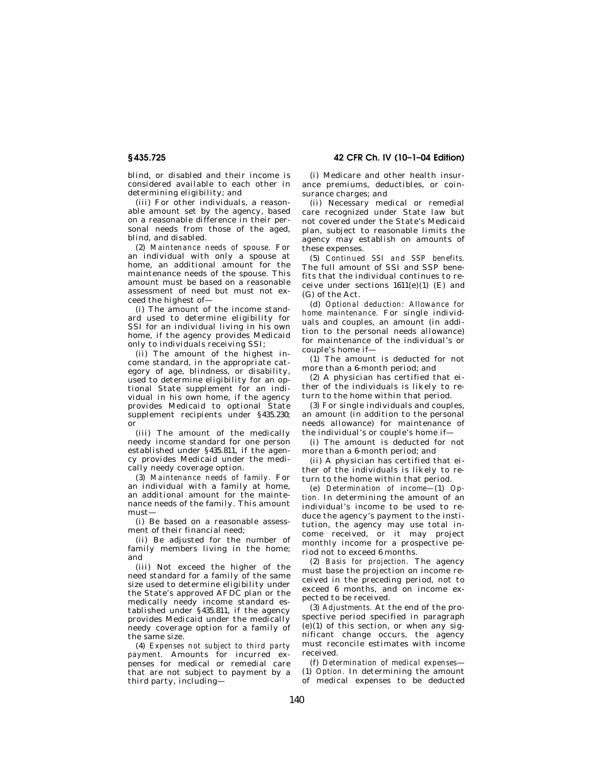blind, or disabled and their income is considered available to each other in determining eligibility; and

(iii) For other individuals, a reasonable amount set by the agency, based on a reasonable difference in their personal needs from those of the aged, blind, and disabled.

(2) *Maintenance needs of spouse.* For an individual with only a spouse at home, an additional amount for the maintenance needs of the spouse. This amount must be based on a reasonable assessment of need but must not exceed the highest of—

(i) The amount of the income standard used to determine eligibility for SSI for an individual living in his own home, if the agency provides Medicaid only to individuals receiving SSI;

(ii) The amount of the highest income standard, in the appropriate category of age, blindness, or disability, used to determine eligibility for an optional State supplement for an individual in his own home, if the agency provides Medicaid to optional State supplement recipients under §435.230; or

(iii) The amount of the medically needy income standard for one person established under §435.811, if the agency provides Medicaid under the medically needy coverage option.

(3) *Maintenance needs of family.* For an individual with a family at home, an additional amount for the maintenance needs of the family. This amount must—

(i) Be based on a reasonable assessment of their financial need;

(ii) Be adjusted for the number of family members living in the home; and

(iii) Not exceed the higher of the need standard for a family of the same size used to determine eligibility under the State's approved AFDC plan or the medically needy income standard established under §435.811, if the agency provides Medicaid under the medically needy coverage option for a family of the same size.

(4) *Expenses not subject to third party payment.* Amounts for incurred expenses for medical or remedial care that are not subject to payment by a third party, including—

(i) Medicare and other health insurance premiums, deductibles, or coinsurance charges; and

(ii) Necessary medical or remedial care recognized under State law but not covered under the State's Medicaid plan, subject to reasonable limits the agency may establish on amounts of these expenses.

(5) *Continued SSI and SSP benefits.* The full amount of SSI and SSP benefits that the individual continues to receive under sections 1611(e)(1) (E) and (G) of the Act.

(d) *Optional deduction: Allowance for home maintenance.* For single individuals and couples, an amount (in addition to the personal needs allowance) for maintenance of the individual's or couple's home if—

(1) The amount is deducted for not more than a 6-month period; and

(2) A physician has certified that either of the individuals is likely to return to the home within that period.

(3) For single individuals and couples, an amount (in addition to the personal needs allowance) for maintenance of the individual's or couple's home if—

(i) The amount is deducted for not more than a 6-month period; and

(ii) A physician has certified that either of the individuals is likely to return to the home within that period.

(e) *Determination of income*—(1) *Option.* In determining the amount of an individual's income to be used to reduce the agency's payment to the institution, the agency may use total income received, or it may project monthly income for a prospective period not to exceed 6 months.

(2) *Basis for projection.* The agency must base the projection on income received in the preceding period, not to exceed 6 months, and on income expected to be received.

(3) *Adjustments.* At the end of the prospective period specified in paragraph (e)(1) of this section, or when any significant change occurs, the agency must reconcile estimates with income received.

(f) *Determination of medical expenses*—(1) *Option.* In determining the amount of medical expenses to be deducted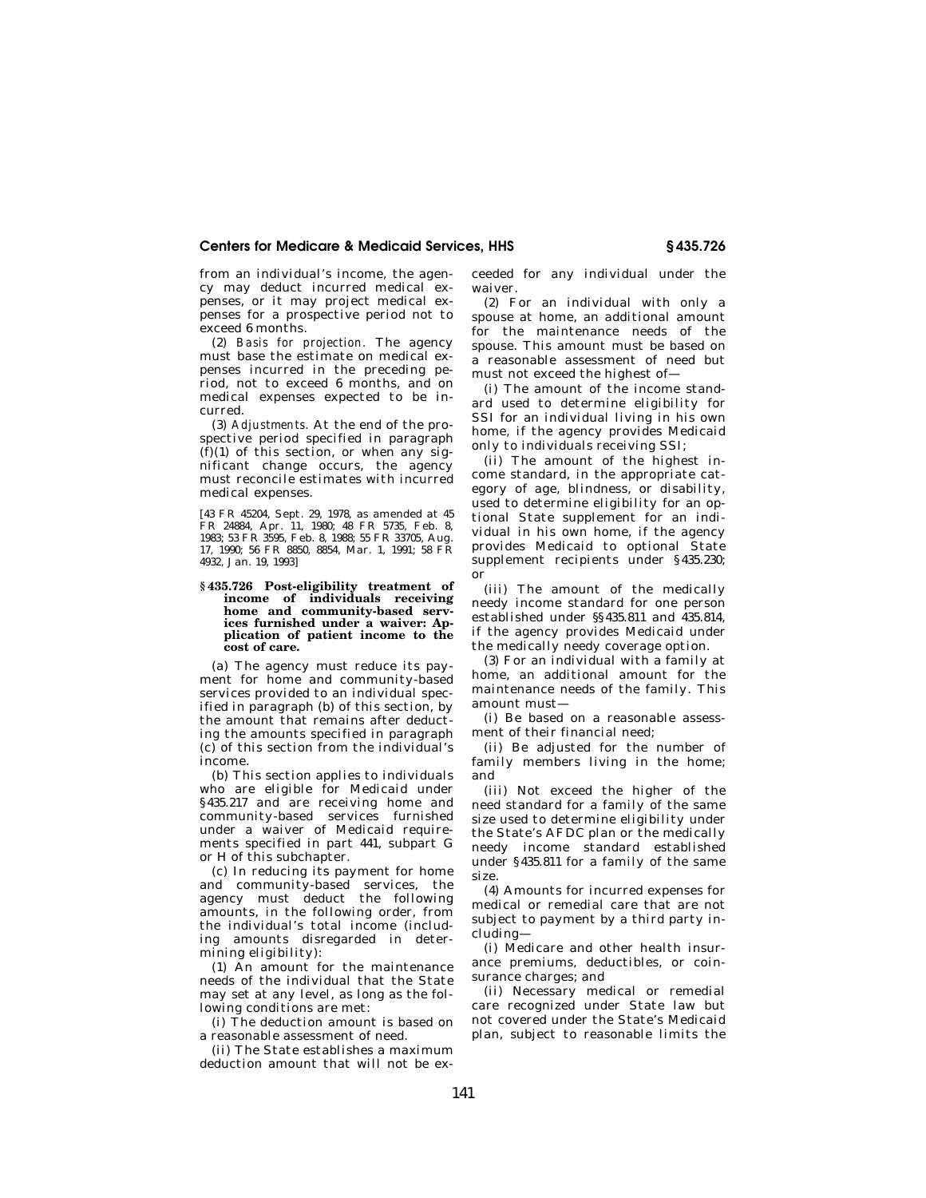from an individual's income, the agency may deduct incurred medical expenses, or it may project medical expenses for a prospective period not to exceed 6 months.

(2) *Basis for projection.* The agency must base the estimate on medical expenses incurred in the preceding period, not to exceed 6 months, and on medical expenses expected to be incurred.

(3) *Adjustments.* At the end of the prospective period specified in paragraph (f)(1) of this section, or when any significant change occurs, the agency must reconcile estimates with incurred medical expenses.

[43 FR 45204, Sept. 29, 1978, as amended at 45 FR 24884, Apr. 11, 1980; 48 FR 5735, Feb. 8, 1983; 53 FR 3595, Feb. 8, 1988; 55 FR 33705, Aug. 17, 1990; 56 FR 8850, 8854, Mar. 1, 1991; 58 FR 4932, Jan. 19, 1993]

### § 435.726 Post-eligibility treatment of income of individuals receiving home and community-based services furnished under a waiver: Application of patient income to the cost of care.

(a) The agency must reduce its payment for home and community-based services provided to an individual specified in paragraph (b) of this section, by the amount that remains after deducting the amounts specified in paragraph (c) of this section from the individual's income.

(b) This section applies to individuals who are eligible for Medicaid under §435.217 and are receiving home and community-based services furnished under a waiver of Medicaid requirements specified in part 441, subpart G or H of this subchapter.

(c) In reducing its payment for home and community-based services, the agency must deduct the following amounts, in the following order, from the individual's total income (including amounts disregarded in determining eligibility):

(1) An amount for the maintenance needs of the individual that the State may set at any level, as long as the following conditions are met:

(i) The deduction amount is based on a reasonable assessment of need.

(ii) The State establishes a maximum deduction amount that will not be exceeded for any individual under the waiver.

(2) For an individual with only a spouse at home, an additional amount for the maintenance needs of the spouse. This amount must be based on a reasonable assessment of need but must not exceed the highest of—

(i) The amount of the income standard used to determine eligibility for SSI for an individual living in his own home, if the agency provides Medicaid only to individuals receiving SSI;

(ii) The amount of the highest income standard, in the appropriate category of age, blindness, or disability, used to determine eligibility for an optional State supplement for an individual in his own home, if the agency provides Medicaid to optional State supplement recipients under §435.230; or

(iii) The amount of the medically needy income standard for one person established under §§435.811 and 435.814, if the agency provides Medicaid under the medically needy coverage option.

(3) For an individual with a family at home, an additional amount for the maintenance needs of the family. This amount must—

(i) Be based on a reasonable assessment of their financial need;

(ii) Be adjusted for the number of family members living in the home; and

(iii) Not exceed the higher of the need standard for a family of the same size used to determine eligibility under the State's AFDC plan or the medically needy income standard established under §435.811 for a family of the same size.

(4) Amounts for incurred expenses for medical or remedial care that are not subject to payment by a third party including—

(i) Medicare and other health insurance premiums, deductibles, or coinsurance charges; and

(ii) Necessary medical or remedial care recognized under State law but not covered under the State's Medicaid plan, subject to reasonable limits the